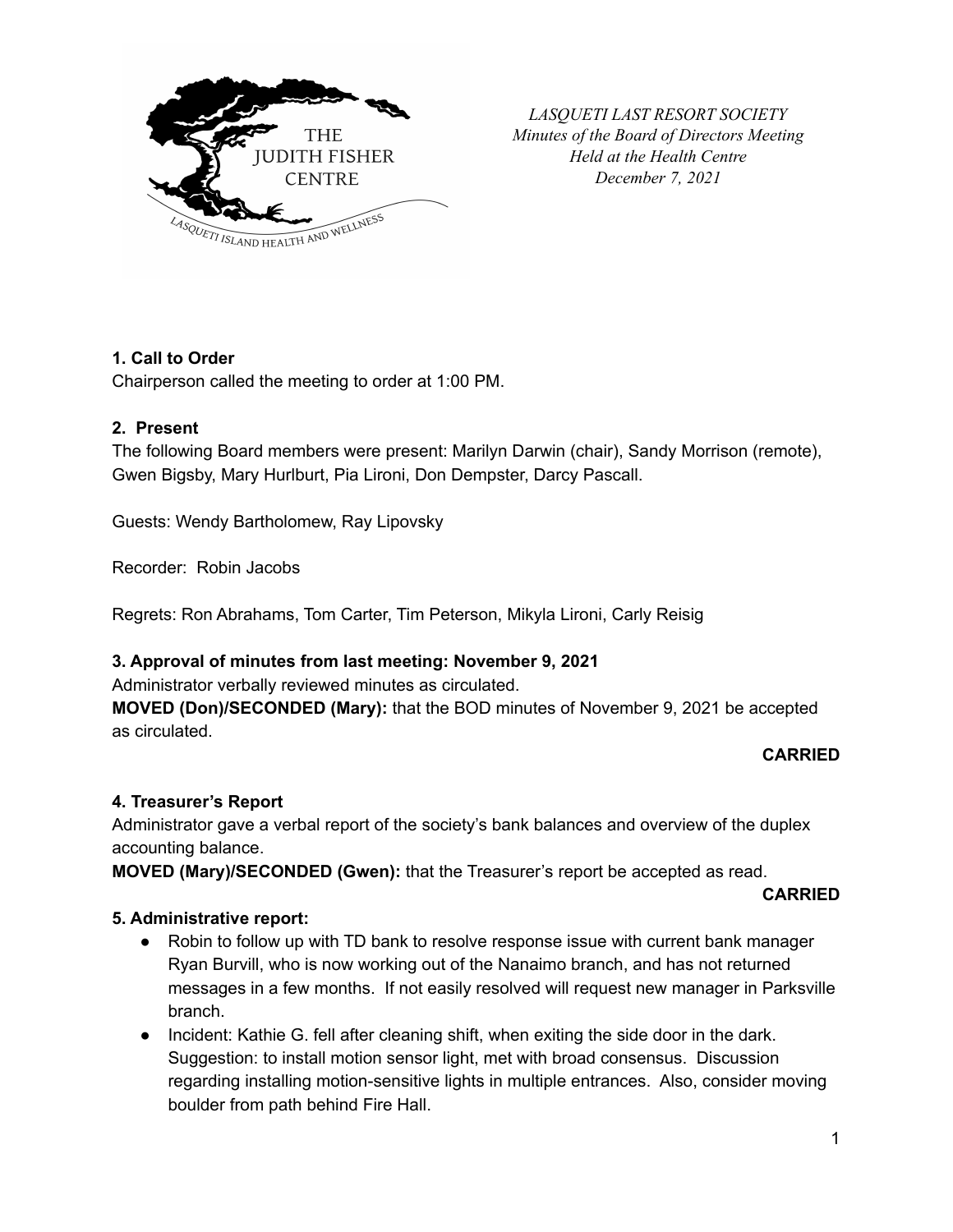*LASQUETI LAST RESORT SOCIETY*
*Minutes of the Board of Directors Meeting*
*Held at the Health Centre*
*December 7, 2021*

**1. Call to Order**

Chairperson called the meeting to order at 1:00 PM.

**2. Present**

The following Board members were present: Marilyn Darwin (chair), Sandy Morrison (remote), Gwen Bigsby, Mary Hurlburt, Pia Lironi, Don Dempster, Darcy Pascall.

Guests: Wendy Bartholomew, Ray Lipovsky

Recorder: Robin Jacobs

Regrets: Ron Abrahams, Tom Carter, Tim Peterson, Mikyla Lironi, Carly Reisig

**3. Approval of minutes from last meeting: November 9, 2021**

Administrator verbally reviewed minutes as circulated.

**MOVED (Don)/SECONDED (Mary):** that the BOD minutes of November 9, 2021 be accepted as circulated.

**CARRIED**

**4. Treasurer's Report**

Administrator gave a verbal report of the society's bank balances and overview of the duplex accounting balance.

**MOVED (Mary)/SECONDED (Gwen):** that the Treasurer's report be accepted as read.

**CARRIED**

**5. Administrative report:**

- Robin to follow up with TD bank to resolve response issue with current bank manager Ryan Burvill, who is now working out of the Nanaimo branch, and has not returned messages in a few months. If not easily resolved will request new manager in Parksville branch.
- Incident: Kathie G. fell after cleaning shift, when exiting the side door in the dark. Suggestion: to install motion sensor light, met with broad consensus. Discussion regarding installing motion-sensitive lights in multiple entrances. Also, consider moving boulder from path behind Fire Hall.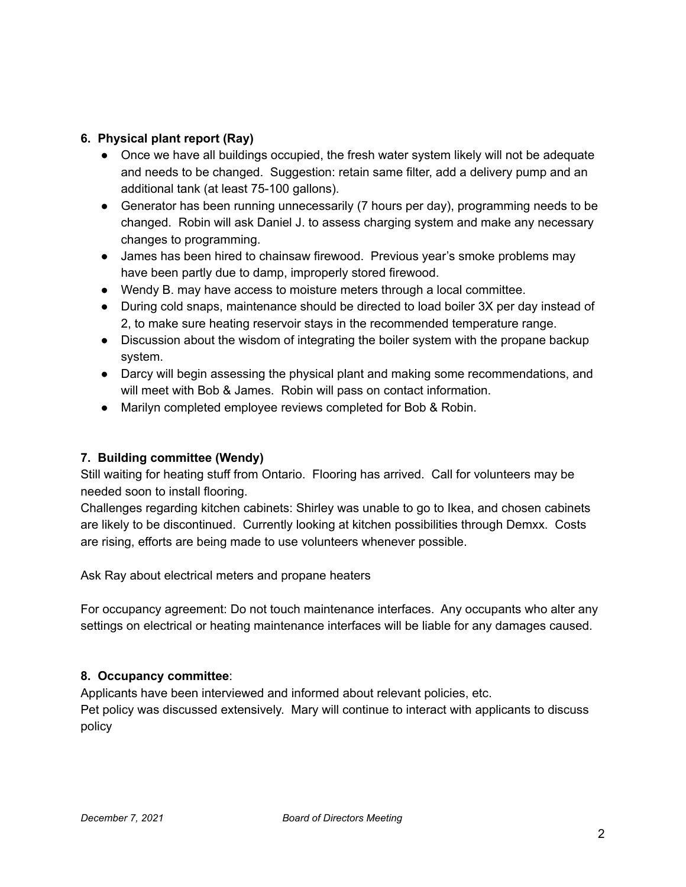### 6. Physical plant report (Ray)

- Once we have all buildings occupied, the fresh water system likely will not be adequate and needs to be changed. Suggestion: retain same filter, add a delivery pump and an additional tank (at least 75-100 gallons).
- Generator has been running unnecessarily (7 hours per day), programming needs to be changed. Robin will ask Daniel J. to assess charging system and make any necessary changes to programming.
- James has been hired to chainsaw firewood. Previous year's smoke problems may have been partly due to damp, improperly stored firewood.
- Wendy B. may have access to moisture meters through a local committee.
- During cold snaps, maintenance should be directed to load boiler 3X per day instead of 2, to make sure heating reservoir stays in the recommended temperature range.
- Discussion about the wisdom of integrating the boiler system with the propane backup system.
- Darcy will begin assessing the physical plant and making some recommendations, and will meet with Bob & James. Robin will pass on contact information.
- Marilyn completed employee reviews completed for Bob & Robin.

### 7. Building committee (Wendy)

Still waiting for heating stuff from Ontario. Flooring has arrived. Call for volunteers may be needed soon to install flooring.
Challenges regarding kitchen cabinets: Shirley was unable to go to Ikea, and chosen cabinets are likely to be discontinued. Currently looking at kitchen possibilities through Demxx. Costs are rising, efforts are being made to use volunteers whenever possible.

Ask Ray about electrical meters and propane heaters

For occupancy agreement: Do not touch maintenance interfaces. Any occupants who alter any settings on electrical or heating maintenance interfaces will be liable for any damages caused.

### 8. Occupancy committee:

Applicants have been interviewed and informed about relevant policies, etc.
Pet policy was discussed extensively. Mary will continue to interact with applicants to discuss policy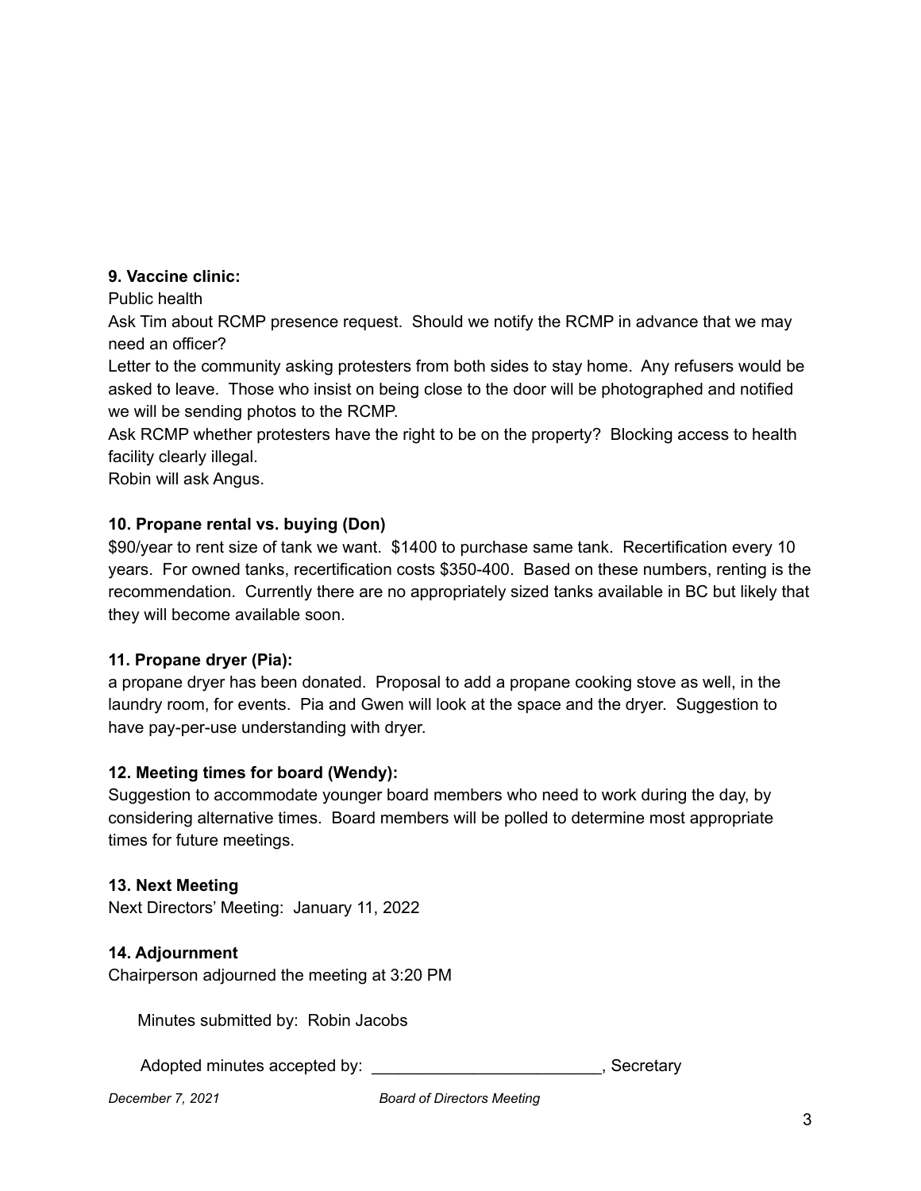**9. Vaccine clinic:**

Public health

Ask Tim about RCMP presence request. Should we notify the RCMP in advance that we may need an officer?

Letter to the community asking protesters from both sides to stay home. Any refusers would be asked to leave. Those who insist on being close to the door will be photographed and notified we will be sending photos to the RCMP.

Ask RCMP whether protesters have the right to be on the property? Blocking access to health facility clearly illegal.

Robin will ask Angus.

**10. Propane rental vs. buying (Don)**

$90/year to rent size of tank we want. $1400 to purchase same tank. Recertification every 10 years. For owned tanks, recertification costs $350-400. Based on these numbers, renting is the recommendation. Currently there are no appropriately sized tanks available in BC but likely that they will become available soon.

**11. Propane dryer (Pia):**

a propane dryer has been donated. Proposal to add a propane cooking stove as well, in the laundry room, for events. Pia and Gwen will look at the space and the dryer. Suggestion to have pay-per-use understanding with dryer.

**12. Meeting times for board (Wendy):**

Suggestion to accommodate younger board members who need to work during the day, by considering alternative times. Board members will be polled to determine most appropriate times for future meetings.

**13. Next Meeting**

Next Directors' Meeting: January 11, 2022

**14. Adjournment**

Chairperson adjourned the meeting at 3:20 PM

Minutes submitted by: Robin Jacobs

Adopted minutes accepted by: _________________________, Secretary